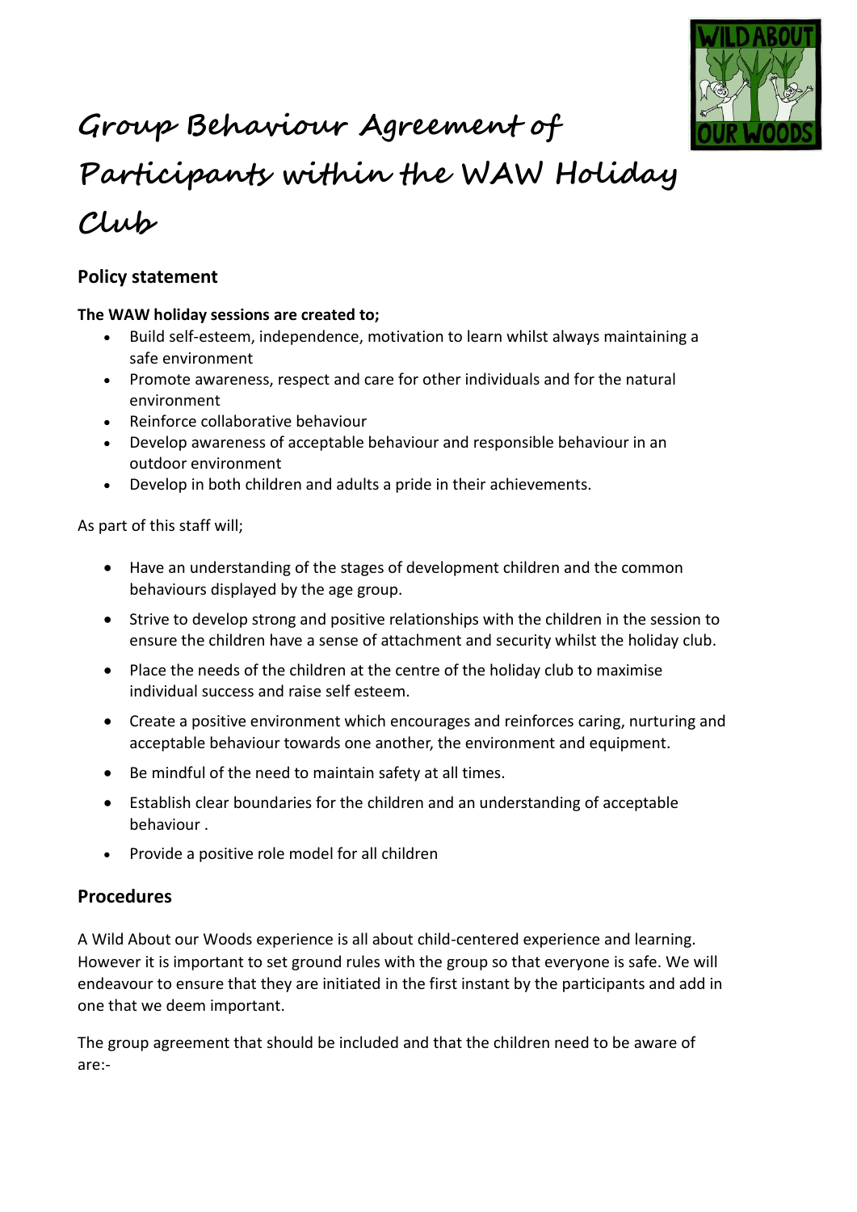# Group Behaviour Agreement of Participants within the WAW Holiday Club

## Policy statement

**The WAW holiday sessions are created to;**

- Build self-esteem, independence, motivation to learn whilst always maintaining a safe environment
- Promote awareness, respect and care for other individuals and for the natural environment
- Reinforce collaborative behaviour
- Develop awareness of acceptable behaviour and responsible behaviour in an outdoor environment
- Develop in both children and adults a pride in their achievements.

As part of this staff will;

- Have an understanding of the stages of development children and the common behaviours displayed by the age group.
- Strive to develop strong and positive relationships with the children in the session to ensure the children have a sense of attachment and security whilst the holiday club.
- Place the needs of the children at the centre of the holiday club to maximise individual success and raise self esteem.
- Create a positive environment which encourages and reinforces caring, nurturing and acceptable behaviour towards one another, the environment and equipment.
- Be mindful of the need to maintain safety at all times.
- Establish clear boundaries for the children and an understanding of acceptable behaviour .
- Provide a positive role model for all children

## Procedures

A Wild About our Woods experience is all about child-centered experience and learning. However it is important to set ground rules with the group so that everyone is safe. We will endeavour to ensure that they are initiated in the first instant by the participants and add in one that we deem important.

The group agreement that should be included and that the children need to be aware of are:-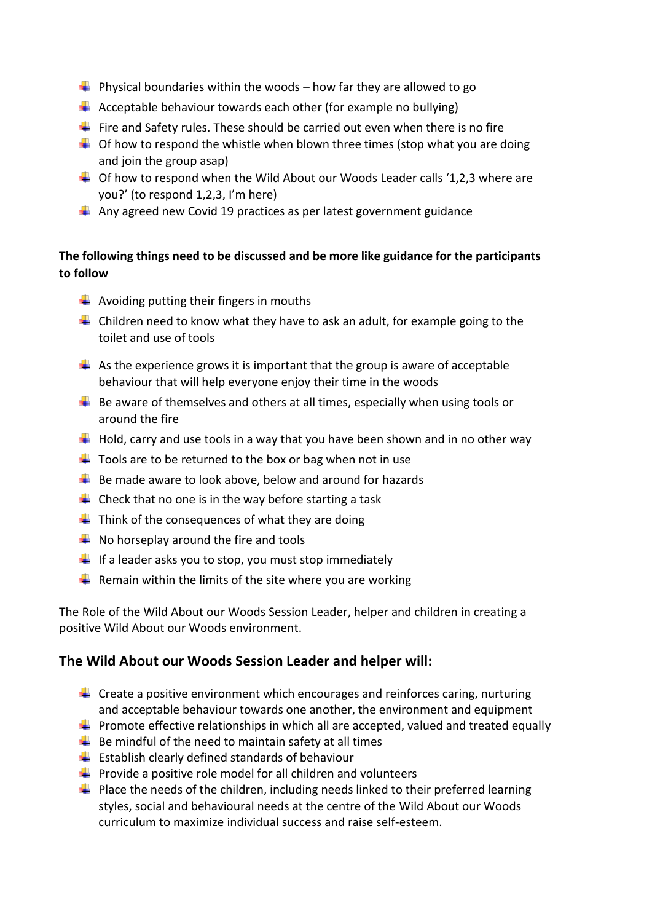- Physical boundaries within the woods – how far they are allowed to go
- Acceptable behaviour towards each other (for example no bullying)
- Fire and Safety rules. These should be carried out even when there is no fire
- Of how to respond the whistle when blown three times (stop what you are doing and join the group asap)
- Of how to respond when the Wild About our Woods Leader calls '1,2,3 where are you?' (to respond 1,2,3, I'm here)
- Any agreed new Covid 19 practices as per latest government guidance

**The following things need to be discussed and be more like guidance for the participants to follow**

- Avoiding putting their fingers in mouths
- Children need to know what they have to ask an adult, for example going to the toilet and use of tools
- As the experience grows it is important that the group is aware of acceptable behaviour that will help everyone enjoy their time in the woods
- Be aware of themselves and others at all times, especially when using tools or around the fire
- Hold, carry and use tools in a way that you have been shown and in no other way
- Tools are to be returned to the box or bag when not in use
- Be made aware to look above, below and around for hazards
- Check that no one is in the way before starting a task
- Think of the consequences of what they are doing
- No horseplay around the fire and tools
- If a leader asks you to stop, you must stop immediately
- Remain within the limits of the site where you are working

The Role of the Wild About our Woods Session Leader, helper and children in creating a positive Wild About our Woods environment.

## The Wild About our Woods Session Leader and helper will:

- Create a positive environment which encourages and reinforces caring, nurturing and acceptable behaviour towards one another, the environment and equipment
- Promote effective relationships in which all are accepted, valued and treated equally
- Be mindful of the need to maintain safety at all times
- Establish clearly defined standards of behaviour
- Provide a positive role model for all children and volunteers
- Place the needs of the children, including needs linked to their preferred learning styles, social and behavioural needs at the centre of the Wild About our Woods curriculum to maximize individual success and raise self-esteem.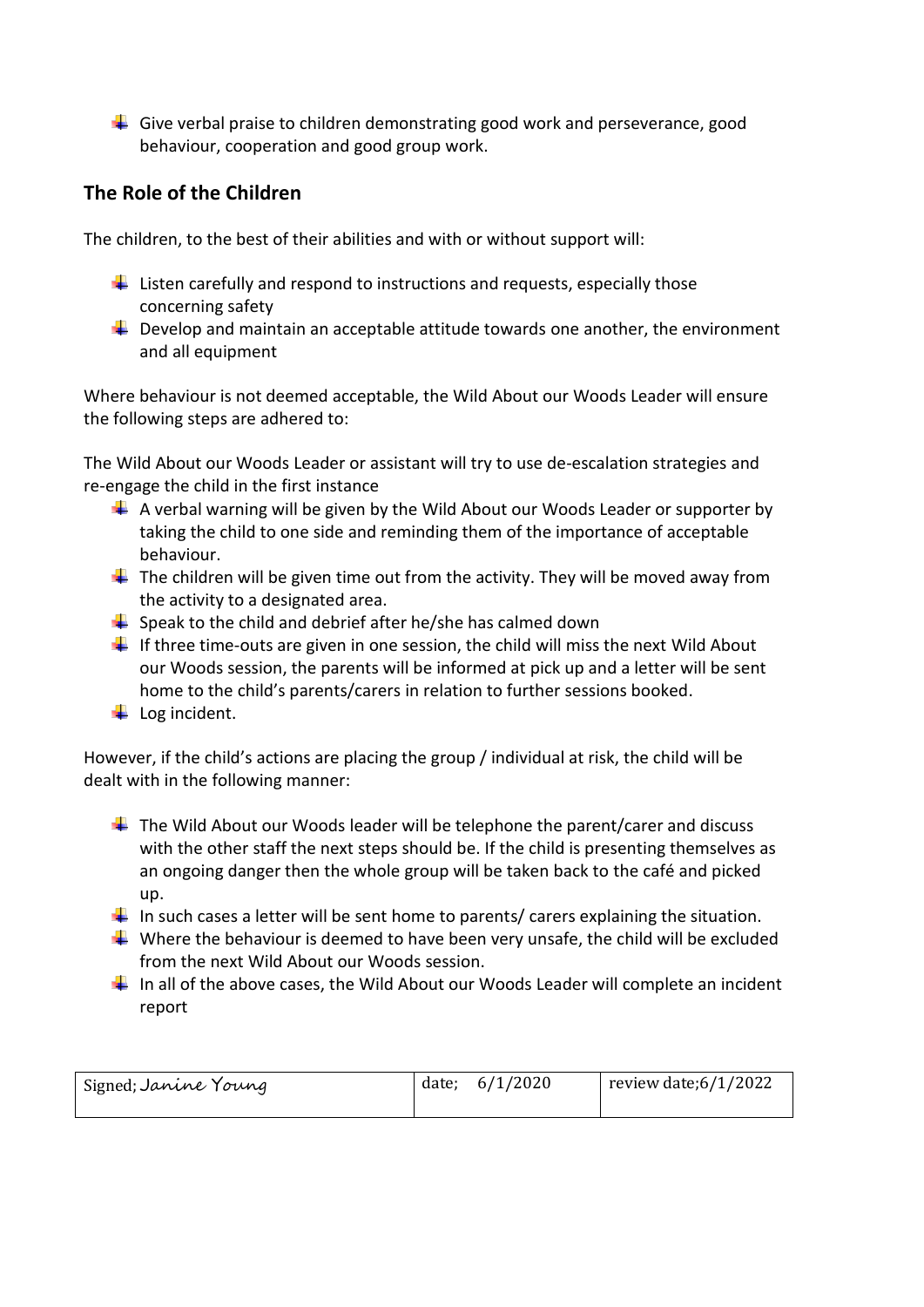- Give verbal praise to children demonstrating good work and perseverance, good behaviour, cooperation and good group work.

## The Role of the Children

The children, to the best of their abilities and with or without support will:

- Listen carefully and respond to instructions and requests, especially those concerning safety
- Develop and maintain an acceptable attitude towards one another, the environment and all equipment

Where behaviour is not deemed acceptable, the Wild About our Woods Leader will ensure the following steps are adhered to:

The Wild About our Woods Leader or assistant will try to use de-escalation strategies and re-engage the child in the first instance

- A verbal warning will be given by the Wild About our Woods Leader or supporter by taking the child to one side and reminding them of the importance of acceptable behaviour.
- The children will be given time out from the activity. They will be moved away from the activity to a designated area.
- Speak to the child and debrief after he/she has calmed down
- If three time-outs are given in one session, the child will miss the next Wild About our Woods session, the parents will be informed at pick up and a letter will be sent home to the child's parents/carers in relation to further sessions booked.
- Log incident.

However, if the child's actions are placing the group / individual at risk, the child will be dealt with in the following manner:

- The Wild About our Woods leader will be telephone the parent/carer and discuss with the other staff the next steps should be. If the child is presenting themselves as an ongoing danger then the whole group will be taken back to the café and picked up.
- In such cases a letter will be sent home to parents/ carers explaining the situation.
- Where the behaviour is deemed to have been very unsafe, the child will be excluded from the next Wild About our Woods session.
- In all of the above cases, the Wild About our Woods Leader will complete an incident report

| | | |
|---|---|---|
| Signed; *Janine Young* | date; 6/1/2020 | review date;6/1/2022 |